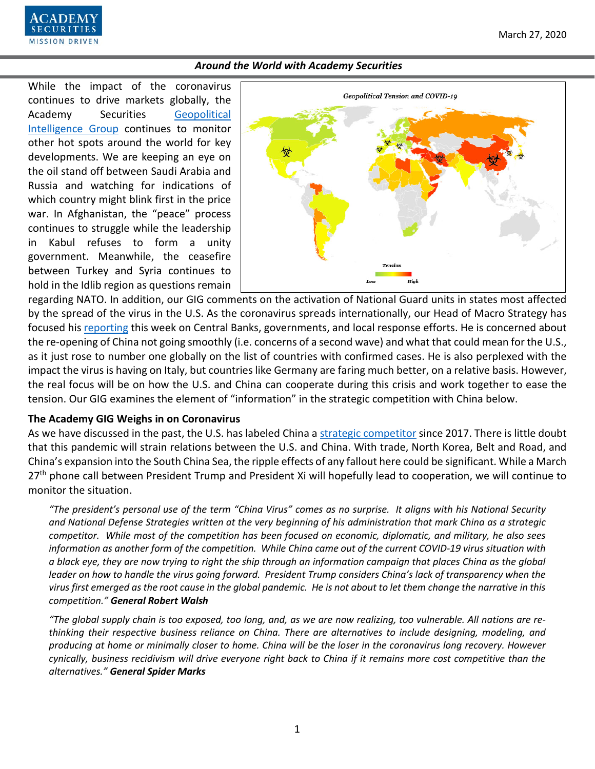Around the World with Academy Securities

While the impact of the coronavirus continues to drive markets globally, the Academy Securities Geopolitical Intelligence Group continues to monitor other hot spots around the world for key developments. We are keeping an eye on the oil stand off between Saudi Arabia and Russia and watching for indications of which country might blink first in the price war. In Afghanistan, the "peace" process continues to struggle while the leadership in Kabul refuses to form a unity government. Meanwhile, the ceasefire between Turkey and Syria continues to hold in the Idlib region as questions remain regarding NATO. In addition, our GIG comments on the activation of National Guard units in states most affected by the spread of the virus in the U.S. As the coronavirus spreads internationally, our Head of Macro Strategy has focused his reporting this week on Central Banks, governments, and local response efforts. He is concerned about the re-opening of China not going smoothly (i.e. concerns of a second wave) and what that could mean for the U.S., as it just rose to number one globally on the list of countries with confirmed cases. He is also perplexed with the impact the virus is having on Italy, but countries like Germany are faring much better, on a relative basis. However, the real focus will be on how the U.S. and China can cooperate during this crisis and work together to ease the tension. Our GIG examines the element of "information" in the strategic competition with China below.

Geopolitical Tension and COVID-19

Tension: Low — High

**The Academy GIG Weighs in on Coronavirus**

As we have discussed in the past, the U.S. has labeled China a strategic competitor since 2017. There is little doubt that this pandemic will strain relations between the U.S. and China. With trade, North Korea, Belt and Road, and China's expansion into the South China Sea, the ripple effects of any fallout here could be significant. While a March 27th phone call between President Trump and President Xi will hopefully lead to cooperation, we will continue to monitor the situation.

*"The president's personal use of the term "China Virus" comes as no surprise. It aligns with his National Security and National Defense Strategies written at the very beginning of his administration that mark China as a strategic competitor. While most of the competition has been focused on economic, diplomatic, and military, he also sees information as another form of the competition. While China came out of the current COVID-19 virus situation with a black eye, they are now trying to right the ship through an information campaign that places China as the global leader on how to handle the virus going forward. President Trump considers China's lack of transparency when the virus first emerged as the root cause in the global pandemic. He is not about to let them change the narrative in this competition."* ***General Robert Walsh***

*"The global supply chain is too exposed, too long, and, as we are now realizing, too vulnerable. All nations are re-thinking their respective business reliance on China. There are alternatives to include designing, modeling, and producing at home or minimally closer to home. China will be the loser in the coronavirus long recovery. However cynically, business recidivism will drive everyone right back to China if it remains more cost competitive than the alternatives."* ***General Spider Marks***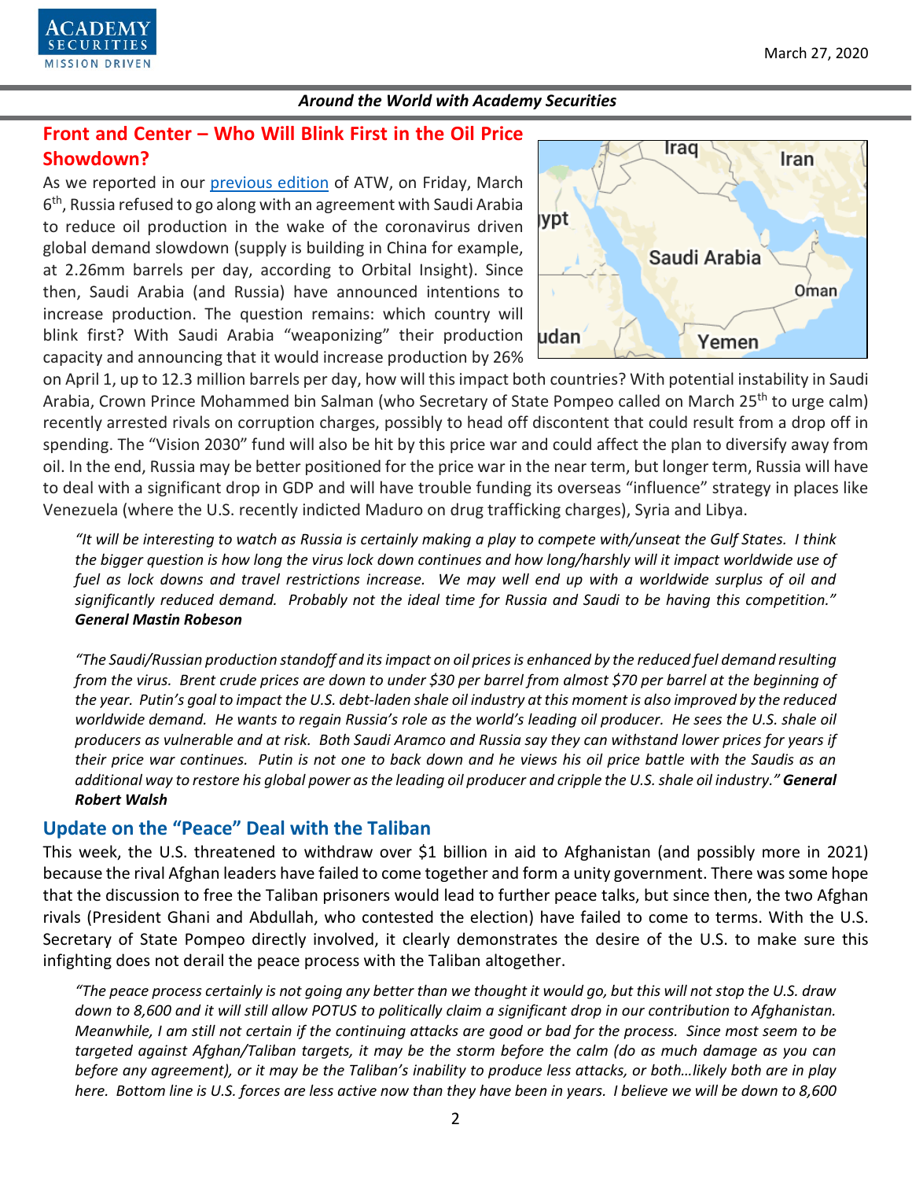## Front and Center – Who Will Blink First in the Oil Price Showdown?

As we reported in our previous edition of ATW, on Friday, March 6th, Russia refused to go along with an agreement with Saudi Arabia to reduce oil production in the wake of the coronavirus driven global demand slowdown (supply is building in China for example, at 2.26mm barrels per day, according to Orbital Insight). Since then, Saudi Arabia (and Russia) have announced intentions to increase production. The question remains: which country will blink first? With Saudi Arabia "weaponizing" their production capacity and announcing that it would increase production by 26% on April 1, up to 12.3 million barrels per day, how will this impact both countries? With potential instability in Saudi Arabia, Crown Prince Mohammed bin Salman (who Secretary of State Pompeo called on March 25th to urge calm) recently arrested rivals on corruption charges, possibly to head off discontent that could result from a drop off in spending. The "Vision 2030" fund will also be hit by this price war and could affect the plan to diversify away from oil. In the end, Russia may be better positioned for the price war in the near term, but longer term, Russia will have to deal with a significant drop in GDP and will have trouble funding its overseas "influence" strategy in places like Venezuela (where the U.S. recently indicted Maduro on drug trafficking charges), Syria and Libya.

> *"It will be interesting to watch as Russia is certainly making a play to compete with/unseat the Gulf States. I think the bigger question is how long the virus lock down continues and how long/harshly will it impact worldwide use of fuel as lock downs and travel restrictions increase. We may well end up with a worldwide surplus of oil and significantly reduced demand. Probably not the ideal time for Russia and Saudi to be having this competition."* ***General Mastin Robeson***

> *"The Saudi/Russian production standoff and its impact on oil prices is enhanced by the reduced fuel demand resulting from the virus. Brent crude prices are down to under $30 per barrel from almost $70 per barrel at the beginning of the year. Putin's goal to impact the U.S. debt-laden shale oil industry at this moment is also improved by the reduced worldwide demand. He wants to regain Russia's role as the world's leading oil producer. He sees the U.S. shale oil producers as vulnerable and at risk. Both Saudi Aramco and Russia say they can withstand lower prices for years if their price war continues. Putin is not one to back down and he views his oil price battle with the Saudis as an additional way to restore his global power as the leading oil producer and cripple the U.S. shale oil industry."* ***General Robert Walsh***

## Update on the "Peace" Deal with the Taliban

This week, the U.S. threatened to withdraw over $1 billion in aid to Afghanistan (and possibly more in 2021) because the rival Afghan leaders have failed to come together and form a unity government. There was some hope that the discussion to free the Taliban prisoners would lead to further peace talks, but since then, the two Afghan rivals (President Ghani and Abdullah, who contested the election) have failed to come to terms. With the U.S. Secretary of State Pompeo directly involved, it clearly demonstrates the desire of the U.S. to make sure this infighting does not derail the peace process with the Taliban altogether.

> *"The peace process certainly is not going any better than we thought it would go, but this will not stop the U.S. draw down to 8,600 and it will still allow POTUS to politically claim a significant drop in our contribution to Afghanistan. Meanwhile, I am still not certain if the continuing attacks are good or bad for the process. Since most seem to be targeted against Afghan/Taliban targets, it may be the storm before the calm (do as much damage as you can before any agreement), or it may be the Taliban's inability to produce less attacks, or both…likely both are in play here. Bottom line is U.S. forces are less active now than they have been in years. I believe we will be down to 8,600*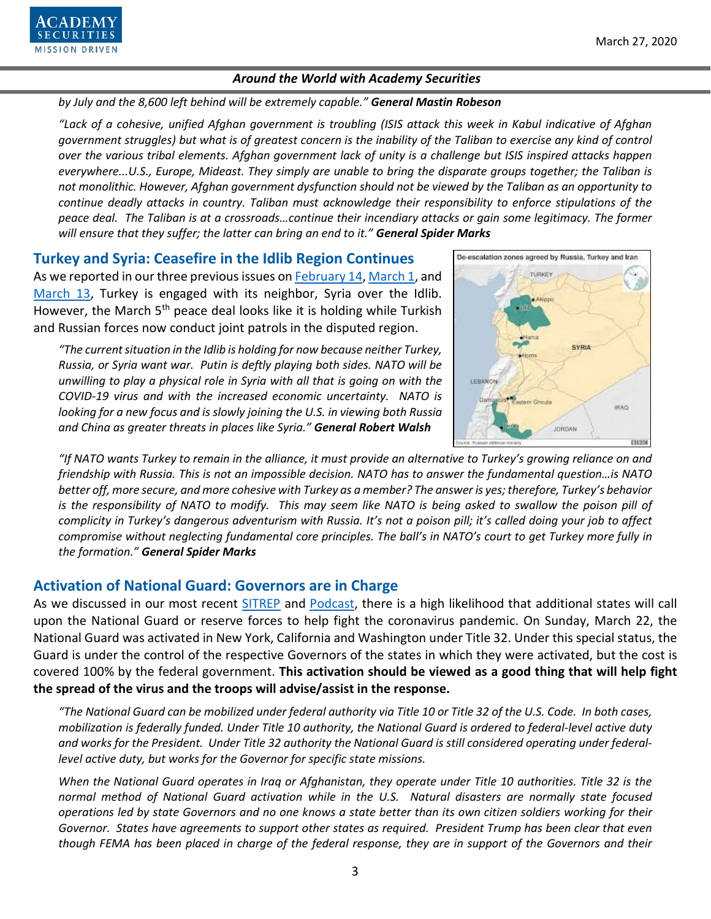*by July and the 8,600 left behind will be extremely capable."* ***General Mastin Robeson***

*"Lack of a cohesive, unified Afghan government is troubling (ISIS attack this week in Kabul indicative of Afghan government struggles) but what is of greatest concern is the inability of the Taliban to exercise any kind of control over the various tribal elements. Afghan government lack of unity is a challenge but ISIS inspired attacks happen everywhere...U.S., Europe, Mideast. They simply are unable to bring the disparate groups together; the Taliban is not monolithic. However, Afghan government dysfunction should not be viewed by the Taliban as an opportunity to continue deadly attacks in country. Taliban must acknowledge their responsibility to enforce stipulations of the peace deal. The Taliban is at a crossroads…continue their incendiary attacks or gain some legitimacy. The former will ensure that they suffer; the latter can bring an end to it."* ***General Spider Marks***

## Turkey and Syria: Ceasefire in the Idlib Region Continues

As we reported in our three previous issues on February 14, March 1, and March 13, Turkey is engaged with its neighbor, Syria over the Idlib. However, the March 5th peace deal looks like it is holding while Turkish and Russian forces now conduct joint patrols in the disputed region.

*"The current situation in the Idlib is holding for now because neither Turkey, Russia, or Syria want war. Putin is deftly playing both sides. NATO will be unwilling to play a physical role in Syria with all that is going on with the COVID-19 virus and with the increased economic uncertainty. NATO is looking for a new focus and is slowly joining the U.S. in viewing both Russia and China as greater threats in places like Syria."* ***General Robert Walsh***

*"If NATO wants Turkey to remain in the alliance, it must provide an alternative to Turkey's growing reliance on and friendship with Russia. This is not an impossible decision. NATO has to answer the fundamental question…is NATO better off, more secure, and more cohesive with Turkey as a member? The answer is yes; therefore, Turkey's behavior is the responsibility of NATO to modify. This may seem like NATO is being asked to swallow the poison pill of complicity in Turkey's dangerous adventurism with Russia. It's not a poison pill; it's called doing your job to affect compromise without neglecting fundamental core principles. The ball's in NATO's court to get Turkey more fully in the formation."* ***General Spider Marks***

## Activation of National Guard: Governors are in Charge

As we discussed in our most recent SITREP and Podcast, there is a high likelihood that additional states will call upon the National Guard or reserve forces to help fight the coronavirus pandemic. On Sunday, March 22, the National Guard was activated in New York, California and Washington under Title 32. Under this special status, the Guard is under the control of the respective Governors of the states in which they were activated, but the cost is covered 100% by the federal government. **This activation should be viewed as a good thing that will help fight the spread of the virus and the troops will advise/assist in the response.**

*"The National Guard can be mobilized under federal authority via Title 10 or Title 32 of the U.S. Code. In both cases, mobilization is federally funded. Under Title 10 authority, the National Guard is ordered to federal-level active duty and works for the President. Under Title 32 authority the National Guard is still considered operating under federal-level active duty, but works for the Governor for specific state missions.*

*When the National Guard operates in Iraq or Afghanistan, they operate under Title 10 authorities. Title 32 is the normal method of National Guard activation while in the U.S. Natural disasters are normally state focused operations led by state Governors and no one knows a state better than its own citizen soldiers working for their Governor. States have agreements to support other states as required. President Trump has been clear that even though FEMA has been placed in charge of the federal response, they are in support of the Governors and their*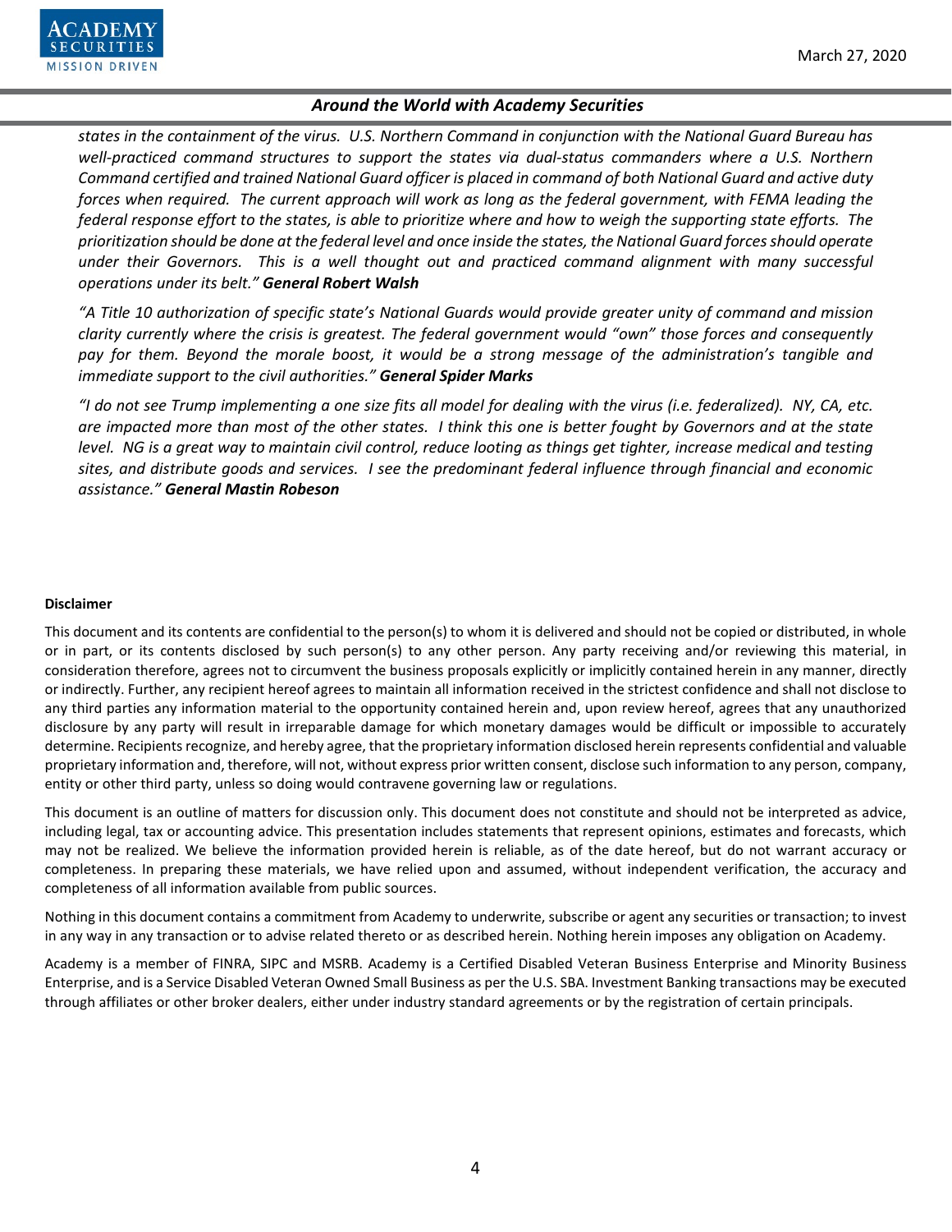*states in the containment of the virus. U.S. Northern Command in conjunction with the National Guard Bureau has well-practiced command structures to support the states via dual-status commanders where a U.S. Northern Command certified and trained National Guard officer is placed in command of both National Guard and active duty forces when required. The current approach will work as long as the federal government, with FEMA leading the federal response effort to the states, is able to prioritize where and how to weigh the supporting state efforts. The prioritization should be done at the federal level and once inside the states, the National Guard forces should operate under their Governors. This is a well thought out and practiced command alignment with many successful operations under its belt."* ***General Robert Walsh***

*"A Title 10 authorization of specific state's National Guards would provide greater unity of command and mission clarity currently where the crisis is greatest. The federal government would "own" those forces and consequently pay for them. Beyond the morale boost, it would be a strong message of the administration's tangible and immediate support to the civil authorities."* ***General Spider Marks***

*"I do not see Trump implementing a one size fits all model for dealing with the virus (i.e. federalized). NY, CA, etc. are impacted more than most of the other states. I think this one is better fought by Governors and at the state level. NG is a great way to maintain civil control, reduce looting as things get tighter, increase medical and testing sites, and distribute goods and services. I see the predominant federal influence through financial and economic assistance."* ***General Mastin Robeson***

**Disclaimer**

This document and its contents are confidential to the person(s) to whom it is delivered and should not be copied or distributed, in whole or in part, or its contents disclosed by such person(s) to any other person. Any party receiving and/or reviewing this material, in consideration therefore, agrees not to circumvent the business proposals explicitly or implicitly contained herein in any manner, directly or indirectly. Further, any recipient hereof agrees to maintain all information received in the strictest confidence and shall not disclose to any third parties any information material to the opportunity contained herein and, upon review hereof, agrees that any unauthorized disclosure by any party will result in irreparable damage for which monetary damages would be difficult or impossible to accurately determine. Recipients recognize, and hereby agree, that the proprietary information disclosed herein represents confidential and valuable proprietary information and, therefore, will not, without express prior written consent, disclose such information to any person, company, entity or other third party, unless so doing would contravene governing law or regulations.

This document is an outline of matters for discussion only. This document does not constitute and should not be interpreted as advice, including legal, tax or accounting advice. This presentation includes statements that represent opinions, estimates and forecasts, which may not be realized. We believe the information provided herein is reliable, as of the date hereof, but do not warrant accuracy or completeness. In preparing these materials, we have relied upon and assumed, without independent verification, the accuracy and completeness of all information available from public sources.

Nothing in this document contains a commitment from Academy to underwrite, subscribe or agent any securities or transaction; to invest in any way in any transaction or to advise related thereto or as described herein. Nothing herein imposes any obligation on Academy.

Academy is a member of FINRA, SIPC and MSRB. Academy is a Certified Disabled Veteran Business Enterprise and Minority Business Enterprise, and is a Service Disabled Veteran Owned Small Business as per the U.S. SBA. Investment Banking transactions may be executed through affiliates or other broker dealers, either under industry standard agreements or by the registration of certain principals.